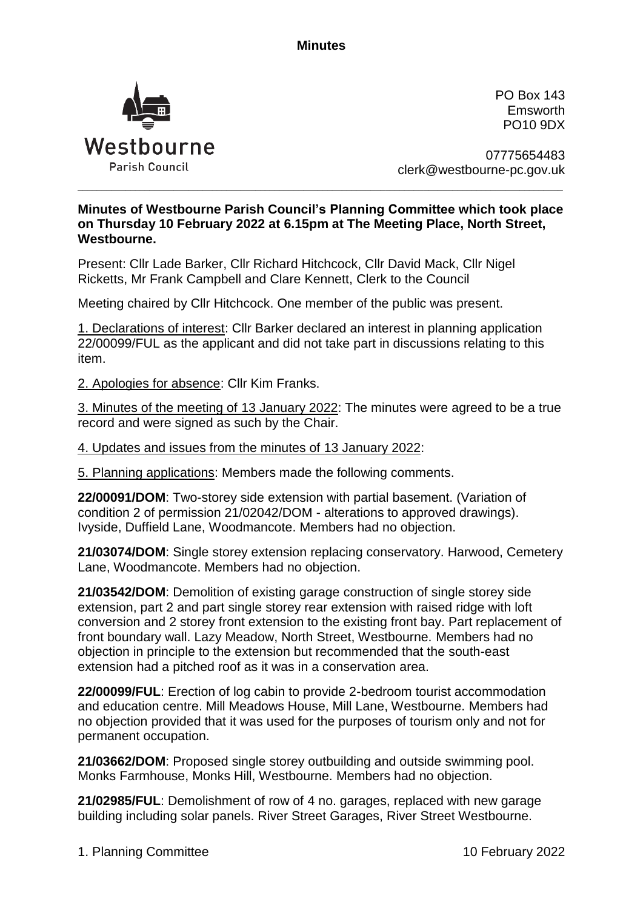**Minutes**

Westbourne
Parish Council

PO Box 143
Emsworth
PO10 9DX

07775654483
clerk@westbourne-pc.gov.uk

---

**Minutes of Westbourne Parish Council's Planning Committee which took place on Thursday 10 February 2022 at 6.15pm at The Meeting Place, North Street, Westbourne.**

Present: Cllr Lade Barker, Cllr Richard Hitchcock, Cllr David Mack, Cllr Nigel Ricketts, Mr Frank Campbell and Clare Kennett, Clerk to the Council

Meeting chaired by Cllr Hitchcock. One member of the public was present.

1. Declarations of interest: Cllr Barker declared an interest in planning application 22/00099/FUL as the applicant and did not take part in discussions relating to this item.

2. Apologies for absence: Cllr Kim Franks.

3. Minutes of the meeting of 13 January 2022: The minutes were agreed to be a true record and were signed as such by the Chair.

4. Updates and issues from the minutes of 13 January 2022:

5. Planning applications: Members made the following comments.

**22/00091/DOM**: Two-storey side extension with partial basement. (Variation of condition 2 of permission 21/02042/DOM - alterations to approved drawings). Ivyside, Duffield Lane, Woodmancote. Members had no objection.

**21/03074/DOM**: Single storey extension replacing conservatory. Harwood, Cemetery Lane, Woodmancote. Members had no objection.

**21/03542/DOM**: Demolition of existing garage construction of single storey side extension, part 2 and part single storey rear extension with raised ridge with loft conversion and 2 storey front extension to the existing front bay. Part replacement of front boundary wall. Lazy Meadow, North Street, Westbourne. Members had no objection in principle to the extension but recommended that the south-east extension had a pitched roof as it was in a conservation area.

**22/00099/FUL**: Erection of log cabin to provide 2-bedroom tourist accommodation and education centre. Mill Meadows House, Mill Lane, Westbourne. Members had no objection provided that it was used for the purposes of tourism only and not for permanent occupation.

**21/03662/DOM**: Proposed single storey outbuilding and outside swimming pool. Monks Farmhouse, Monks Hill, Westbourne. Members had no objection.

**21/02985/FUL**: Demolishment of row of 4 no. garages, replaced with new garage building including solar panels. River Street Garages, River Street Westbourne.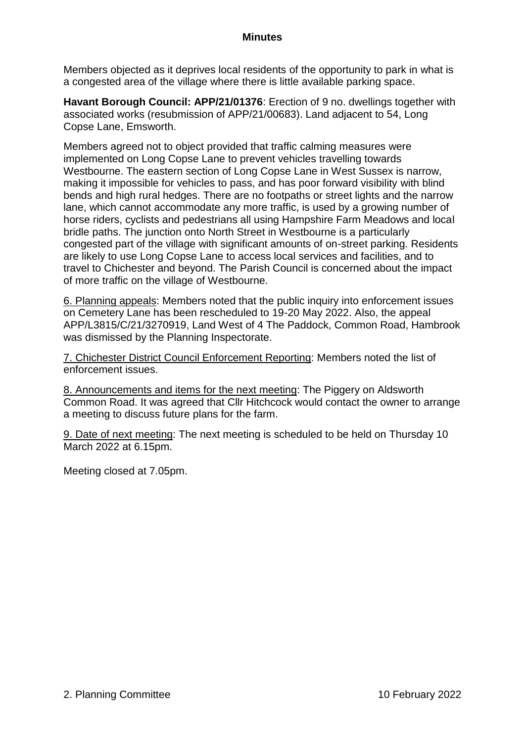Members objected as it deprives local residents of the opportunity to park in what is a congested area of the village where there is little available parking space.

**Havant Borough Council: APP/21/01376**: Erection of 9 no. dwellings together with associated works (resubmission of APP/21/00683). Land adjacent to 54, Long Copse Lane, Emsworth.

Members agreed not to object provided that traffic calming measures were implemented on Long Copse Lane to prevent vehicles travelling towards Westbourne. The eastern section of Long Copse Lane in West Sussex is narrow, making it impossible for vehicles to pass, and has poor forward visibility with blind bends and high rural hedges. There are no footpaths or street lights and the narrow lane, which cannot accommodate any more traffic, is used by a growing number of horse riders, cyclists and pedestrians all using Hampshire Farm Meadows and local bridle paths. The junction onto North Street in Westbourne is a particularly congested part of the village with significant amounts of on-street parking. Residents are likely to use Long Copse Lane to access local services and facilities, and to travel to Chichester and beyond. The Parish Council is concerned about the impact of more traffic on the village of Westbourne.

6. Planning appeals: Members noted that the public inquiry into enforcement issues on Cemetery Lane has been rescheduled to 19-20 May 2022. Also, the appeal APP/L3815/C/21/3270919, Land West of 4 The Paddock, Common Road, Hambrook was dismissed by the Planning Inspectorate.

7. Chichester District Council Enforcement Reporting: Members noted the list of enforcement issues.

8. Announcements and items for the next meeting: The Piggery on Aldsworth Common Road. It was agreed that Cllr Hitchcock would contact the owner to arrange a meeting to discuss future plans for the farm.

9. Date of next meeting: The next meeting is scheduled to be held on Thursday 10 March 2022 at 6.15pm.

Meeting closed at 7.05pm.